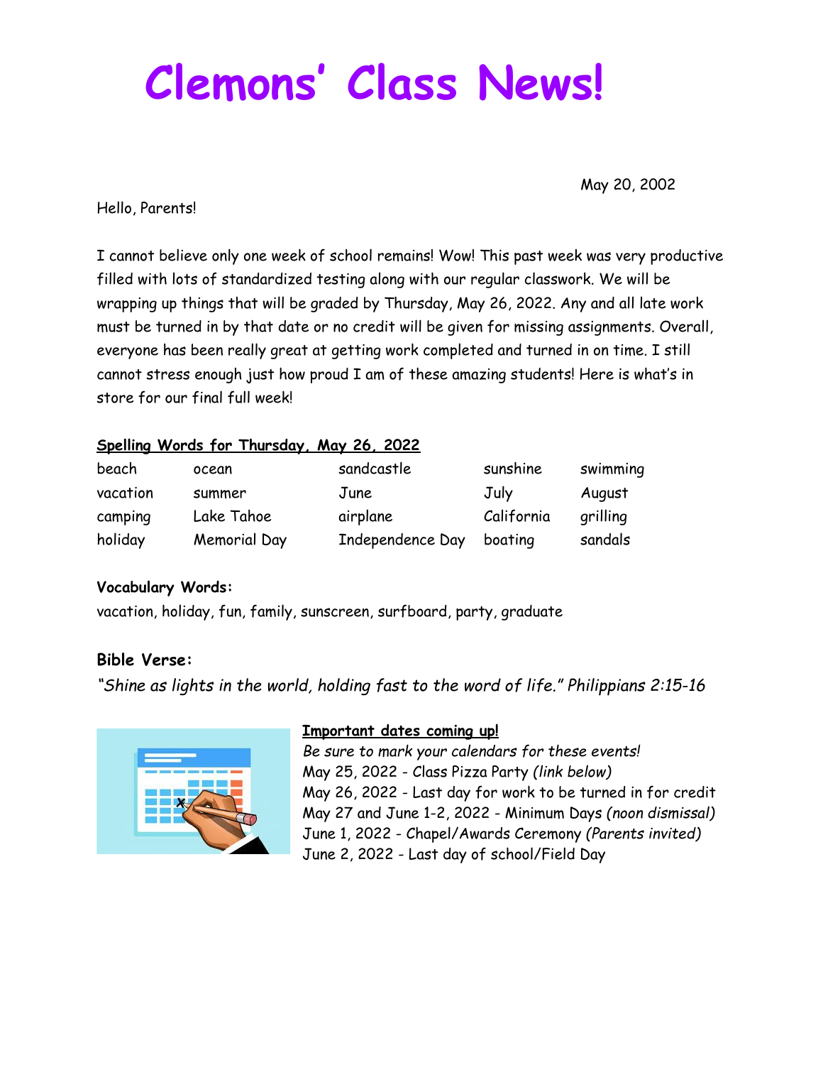# Clemons' Class News!

May 20, 2002

Hello, Parents!

I cannot believe only one week of school remains! Wow! This past week was very productive filled with lots of standardized testing along with our regular classwork. We will be wrapping up things that will be graded by Thursday, May 26, 2022. Any and all late work must be turned in by that date or no credit will be given for missing assignments. Overall, everyone has been really great at getting work completed and turned in on time. I still cannot stress enough just how proud I am of these amazing students! Here is what's in store for our final full week!

**Spelling Words for Thursday, May 26, 2022**

| | | | | |
|---|---|---|---|---|
| beach | ocean | sandcastle | sunshine | swimming |
| vacation | summer | June | July | August |
| camping | Lake Tahoe | airplane | California | grilling |
| holiday | Memorial Day | Independence Day | boating | sandals |

**Vocabulary Words:**

vacation, holiday, fun, family, sunscreen, surfboard, party, graduate

**Bible Verse:**

*"Shine as lights in the world, holding fast to the word of life." Philippians 2:15-16*

**Important dates coming up!**

*Be sure to mark your calendars for these events!*

May 25, 2022 - Class Pizza Party *(link below)*

May 26, 2022 - Last day for work to be turned in for credit

May 27 and June 1-2, 2022 - Minimum Days *(noon dismissal)*

June 1, 2022 - Chapel/Awards Ceremony *(Parents invited)*

June 2, 2022 - Last day of school/Field Day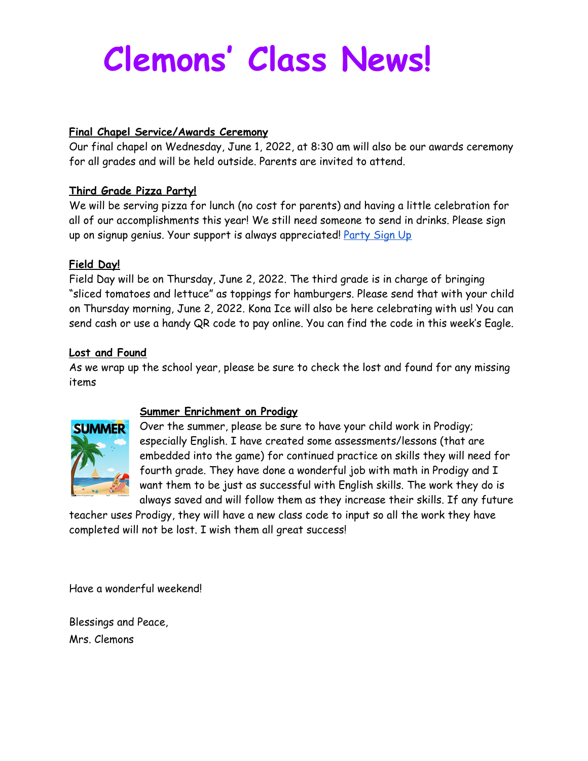# Clemons' Class News!

**Final Chapel Service/Awards Ceremony**

Our final chapel on Wednesday, June 1, 2022, at 8:30 am will also be our awards ceremony for all grades and will be held outside. Parents are invited to attend.

**Third Grade Pizza Party!**

We will be serving pizza for lunch (no cost for parents) and having a little celebration for all of our accomplishments this year! We still need someone to send in drinks. Please sign up on signup genius. Your support is always appreciated! Party Sign Up

**Field Day!**

Field Day will be on Thursday, June 2, 2022. The third grade is in charge of bringing "sliced tomatoes and lettuce" as toppings for hamburgers. Please send that with your child on Thursday morning, June 2, 2022. Kona Ice will also be here celebrating with us! You can send cash or use a handy QR code to pay online. You can find the code in this week's Eagle.

**Lost and Found**

As we wrap up the school year, please be sure to check the lost and found for any missing items

**Summer Enrichment on Prodigy**

Over the summer, please be sure to have your child work in Prodigy; especially English. I have created some assessments/lessons (that are embedded into the game) for continued practice on skills they will need for fourth grade. They have done a wonderful job with math in Prodigy and I want them to be just as successful with English skills. The work they do is always saved and will follow them as they increase their skills. If any future teacher uses Prodigy, they will have a new class code to input so all the work they have completed will not be lost. I wish them all great success!

Have a wonderful weekend!

Blessings and Peace,
Mrs. Clemons